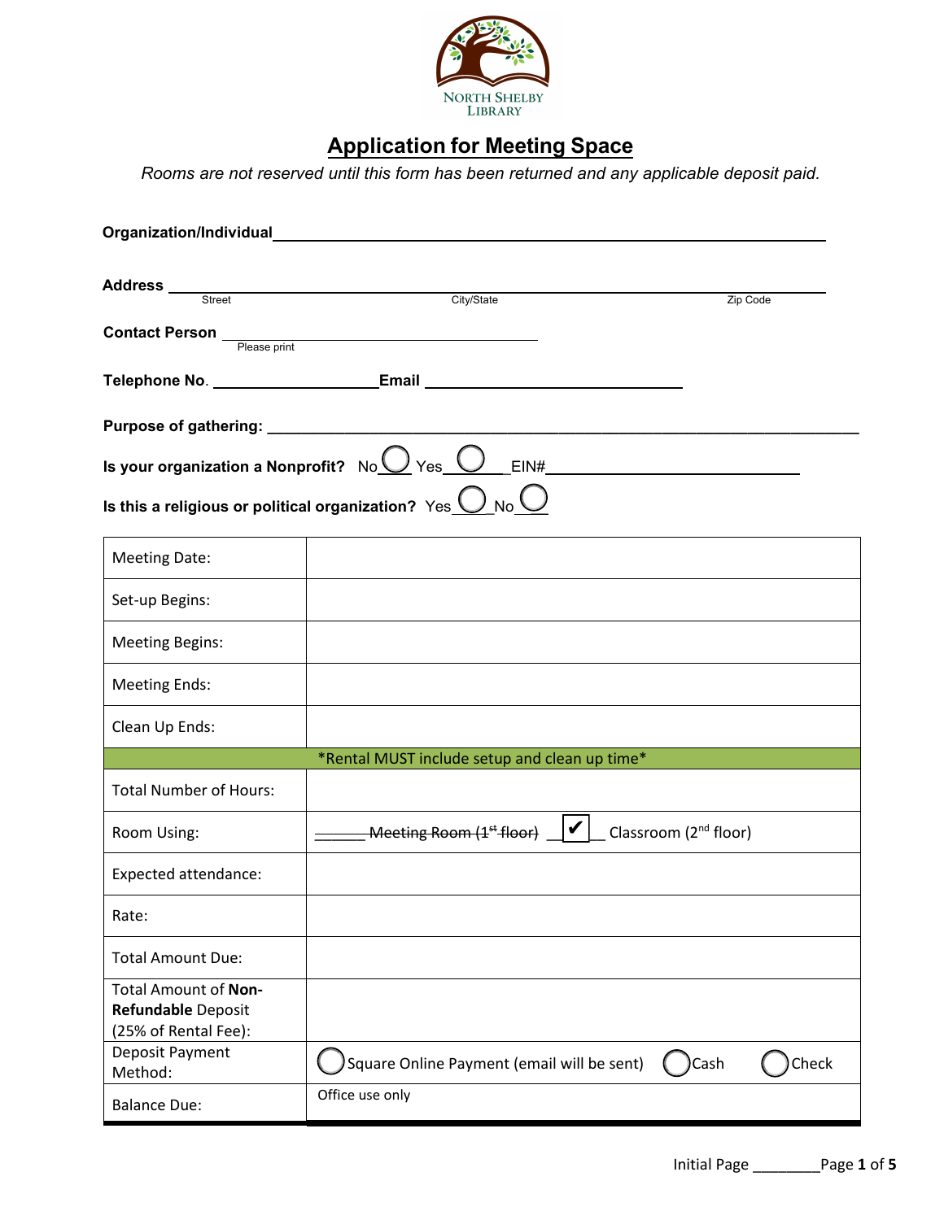NORTH SHELBY LIBRARY

# Application for Meeting Space

*Rooms are not reserved until this form has been returned and any applicable deposit paid.*

**Organization/Individual** ______________________________________________

**Address** ______________________________________________
Street City/State Zip Code

**Contact Person** ______________________________
Please print

**Telephone No.** ____________________ **Email** ______________________________

**Purpose of gathering:** ______________________________________________

**Is your organization a Nonprofit?** No ◯ Yes ◯ EIN# ______________________________

**Is this a religious or political organization?** Yes ◯ No ◯

| | |
|---|---|
| Meeting Date: | |
| Set-up Begins: | |
| Meeting Begins: | |
| Meeting Ends: | |
| Clean Up Ends: | |
| | *Rental MUST include setup and clean up time* |
| Total Number of Hours: | |
| Room Using: | ______ ~~Meeting Room (1st floor)~~ ✔ Classroom (2nd floor) |
| Expected attendance: | |
| Rate: | |
| Total Amount Due: | |
| Total Amount of **Non-Refundable** Deposit (25% of Rental Fee): | |
| Deposit Payment Method: | ◯ Square Online Payment (email will be sent) ◯ Cash ◯ Check |
| Balance Due: | Office use only |

Initial Page ________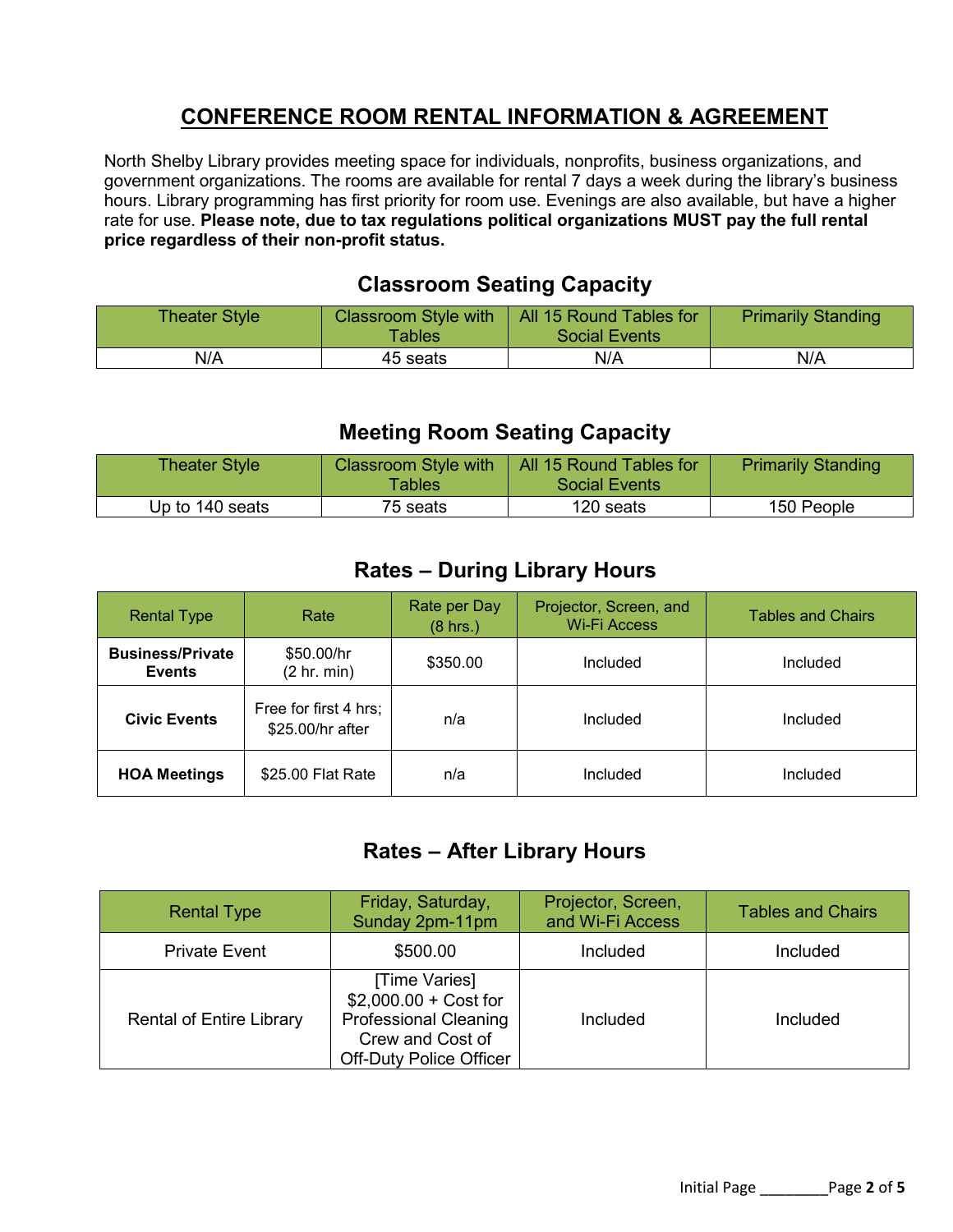# CONFERENCE ROOM RENTAL INFORMATION & AGREEMENT

North Shelby Library provides meeting space for individuals, nonprofits, business organizations, and government organizations. The rooms are available for rental 7 days a week during the library's business hours. Library programming has first priority for room use. Evenings are also available, but have a higher rate for use. **Please note, due to tax regulations political organizations MUST pay the full rental price regardless of their non-profit status.**

## Classroom Seating Capacity

| Theater Style | Classroom Style with Tables | All 15 Round Tables for Social Events | Primarily Standing |
|---|---|---|---|
| N/A | 45 seats | N/A | N/A |

## Meeting Room Seating Capacity

| Theater Style | Classroom Style with Tables | All 15 Round Tables for Social Events | Primarily Standing |
|---|---|---|---|
| Up to 140 seats | 75 seats | 120 seats | 150 People |

## Rates – During Library Hours

| Rental Type | Rate | Rate per Day (8 hrs.) | Projector, Screen, and Wi-Fi Access | Tables and Chairs |
|---|---|---|---|---|
| **Business/Private Events** | $50.00/hr (2 hr. min) | $350.00 | Included | Included |
| **Civic Events** | Free for first 4 hrs; $25.00/hr after | n/a | Included | Included |
| **HOA Meetings** | $25.00 Flat Rate | n/a | Included | Included |

## Rates – After Library Hours

| Rental Type | Friday, Saturday, Sunday 2pm-11pm | Projector, Screen, and Wi-Fi Access | Tables and Chairs |
|---|---|---|---|
| Private Event | $500.00 | Included | Included |
| Rental of Entire Library | [Time Varies] $2,000.00 + Cost for Professional Cleaning Crew and Cost of Off-Duty Police Officer | Included | Included |

Initial Page ________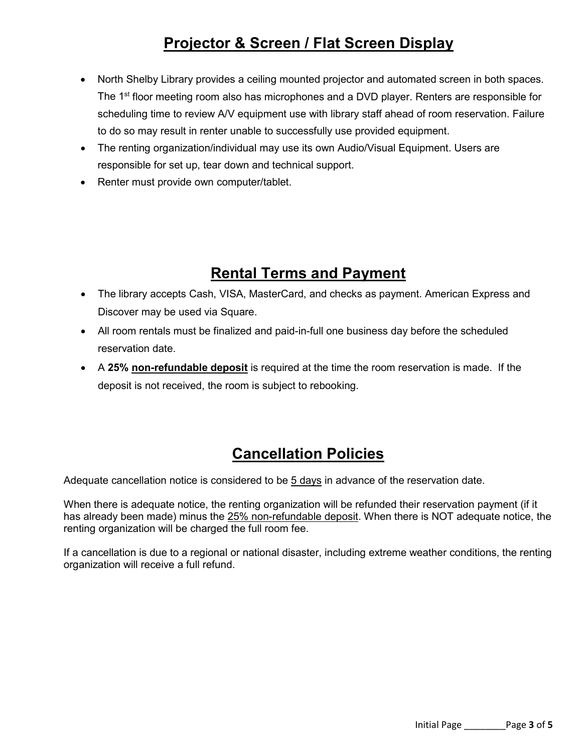## Projector & Screen / Flat Screen Display

- North Shelby Library provides a ceiling mounted projector and automated screen in both spaces. The 1st floor meeting room also has microphones and a DVD player. Renters are responsible for scheduling time to review A/V equipment use with library staff ahead of room reservation. Failure to do so may result in renter unable to successfully use provided equipment.
- The renting organization/individual may use its own Audio/Visual Equipment. Users are responsible for set up, tear down and technical support.
- Renter must provide own computer/tablet.

## Rental Terms and Payment

- The library accepts Cash, VISA, MasterCard, and checks as payment. American Express and Discover may be used via Square.
- All room rentals must be finalized and paid-in-full one business day before the scheduled reservation date.
- A **25% non-refundable deposit** is required at the time the room reservation is made. If the deposit is not received, the room is subject to rebooking.

## Cancellation Policies

Adequate cancellation notice is considered to be 5 days in advance of the reservation date.

When there is adequate notice, the renting organization will be refunded their reservation payment (if it has already been made) minus the 25% non-refundable deposit. When there is NOT adequate notice, the renting organization will be charged the full room fee.

If a cancellation is due to a regional or national disaster, including extreme weather conditions, the renting organization will receive a full refund.

Initial Page ________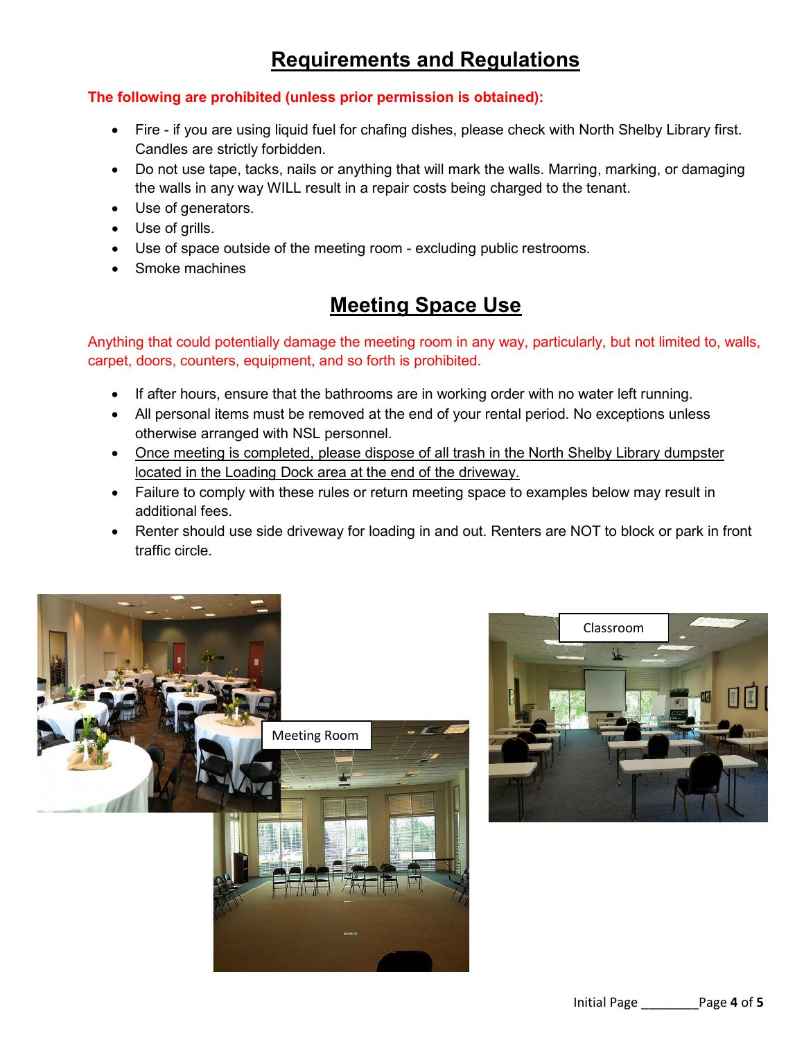# Requirements and Regulations

**The following are prohibited (unless prior permission is obtained):**

- Fire - if you are using liquid fuel for chafing dishes, please check with North Shelby Library first. Candles are strictly forbidden.
- Do not use tape, tacks, nails or anything that will mark the walls. Marring, marking, or damaging the walls in any way WILL result in a repair costs being charged to the tenant.
- Use of generators.
- Use of grills.
- Use of space outside of the meeting room - excluding public restrooms.
- Smoke machines

# Meeting Space Use

Anything that could potentially damage the meeting room in any way, particularly, but not limited to, walls, carpet, doors, counters, equipment, and so forth is prohibited.

- If after hours, ensure that the bathrooms are in working order with no water left running.
- All personal items must be removed at the end of your rental period. No exceptions unless otherwise arranged with NSL personnel.
- Once meeting is completed, please dispose of all trash in the North Shelby Library dumpster located in the Loading Dock area at the end of the driveway.
- Failure to comply with these rules or return meeting space to examples below may result in additional fees.
- Renter should use side driveway for loading in and out. Renters are NOT to block or park in front traffic circle.

Meeting Room

Classroom

Initial Page ________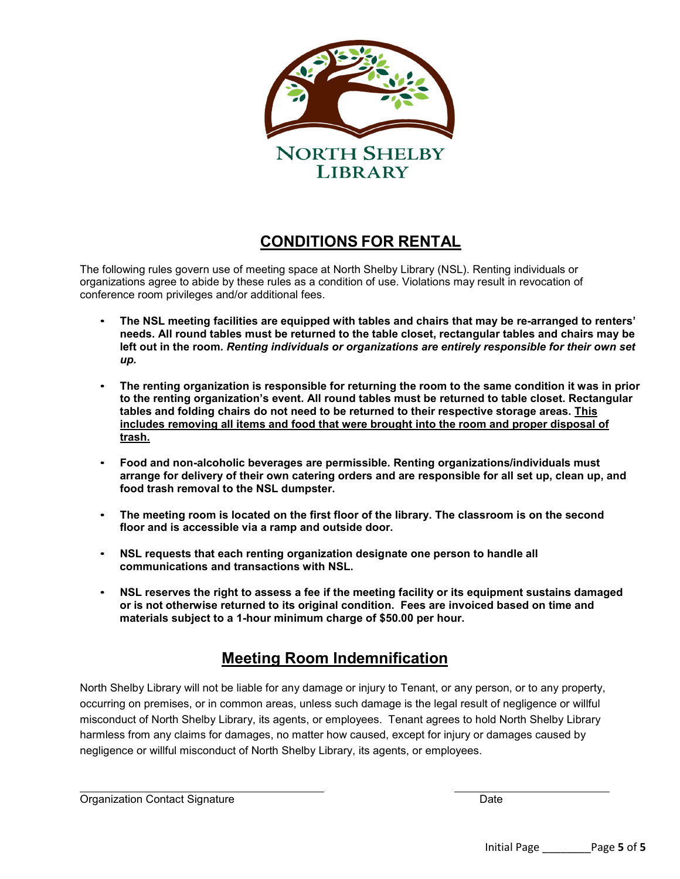NORTH SHELBY LIBRARY

# CONDITIONS FOR RENTAL

The following rules govern use of meeting space at North Shelby Library (NSL). Renting individuals or organizations agree to abide by these rules as a condition of use. Violations may result in revocation of conference room privileges and/or additional fees.

- **The NSL meeting facilities are equipped with tables and chairs that may be re-arranged to renters' needs. All round tables must be returned to the table closet, rectangular tables and chairs may be left out in the room.** ***Renting individuals or organizations are entirely responsible for their own set up.***

- **The renting organization is responsible for returning the room to the same condition it was in prior to the renting organization's event. All round tables must be returned to table closet. Rectangular tables and folding chairs do not need to be returned to their respective storage areas. <u>This includes removing all items and food that were brought into the room and proper disposal of trash.</u>**

- **Food and non-alcoholic beverages are permissible. Renting organizations/individuals must arrange for delivery of their own catering orders and are responsible for all set up, clean up, and food trash removal to the NSL dumpster.**

- **The meeting room is located on the first floor of the library. The classroom is on the second floor and is accessible via a ramp and outside door.**

- **NSL requests that each renting organization designate one person to handle all communications and transactions with NSL.**

- **NSL reserves the right to assess a fee if the meeting facility or its equipment sustains damaged or is not otherwise returned to its original condition. Fees are invoiced based on time and materials subject to a 1-hour minimum charge of $50.00 per hour.**

# Meeting Room Indemnification

North Shelby Library will not be liable for any damage or injury to Tenant, or any person, or to any property, occurring on premises, or in common areas, unless such damage is the legal result of negligence or willful misconduct of North Shelby Library, its agents, or employees. Tenant agrees to hold North Shelby Library harmless from any claims for damages, no matter how caused, except for injury or damages caused by negligence or willful misconduct of North Shelby Library, its agents, or employees.

\_\_\_\_\_\_\_\_\_\_\_\_\_\_\_\_\_\_\_\_\_\_\_\_\_\_\_\_\_\_\_\_\_\_\_\_\_\_\_\_ \_\_\_\_\_\_\_\_\_\_\_\_\_\_\_\_\_\_\_\_\_\_\_\_\_\_

Organization Contact Signature Date

Initial Page \_\_\_\_\_\_\_\_